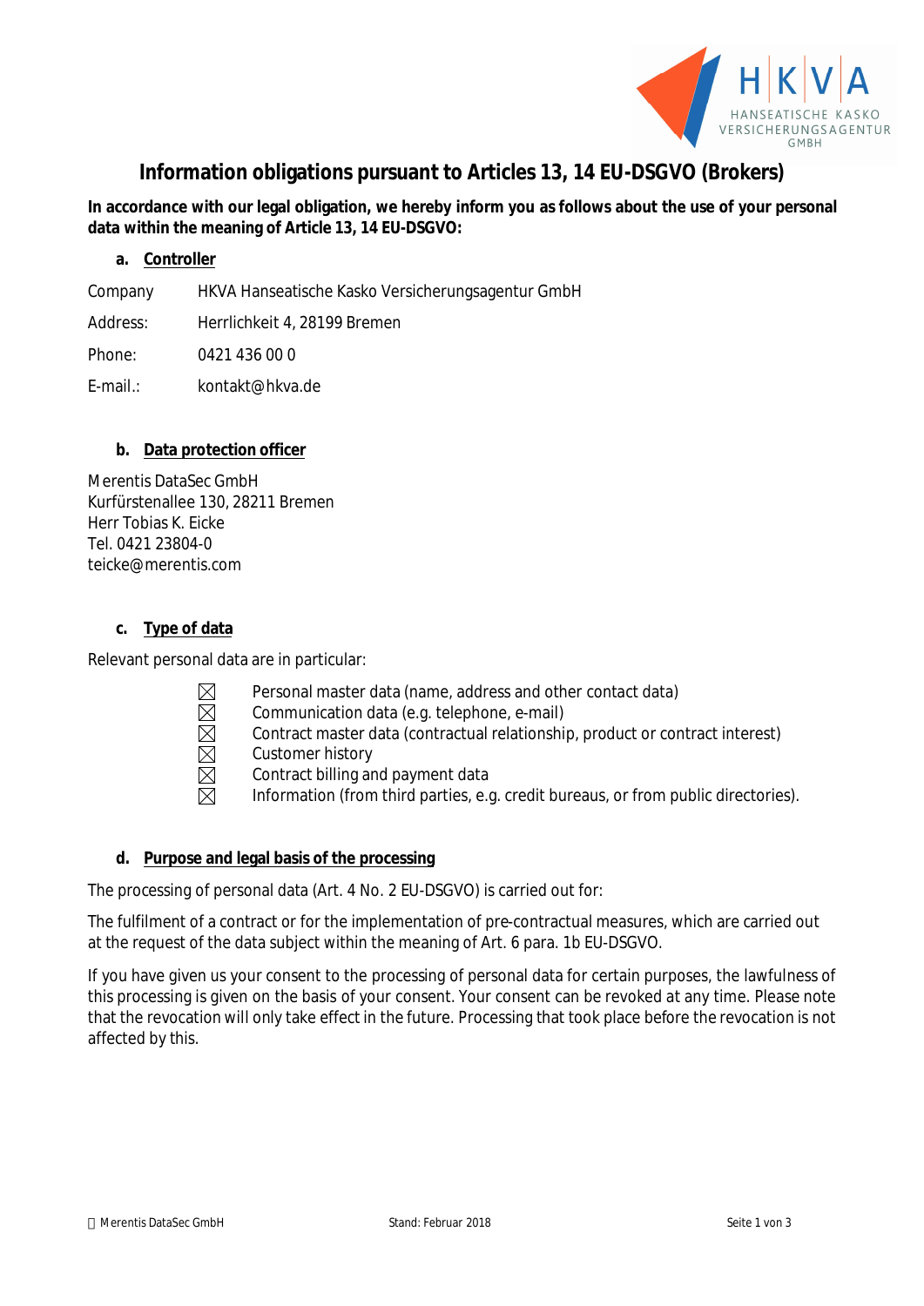# Information obligations pursuant to Articles 13, 14 EU-DSGVO (Brokers)

**In accordance with our legal obligation, we hereby inform you as follows about the use of your personal data within the meaning of Article 13, 14 EU-DSGVO:**

## a. Controller

Company HKVA Hanseatische Kasko Versicherungsagentur GmbH

Address: Herrlichkeit 4, 28199 Bremen

Phone: 0421 436 00 0

E-mail.: kontakt@hkva.de

## b. Data protection officer

Merentis DataSec GmbH
Kurfürstenallee 130, 28211 Bremen
Herr Tobias K. Eicke
Tel. 0421 23804-0
teicke@merentis.com

## c. Type of data

Relevant personal data are in particular:

- ☒ Personal master data (name, address and other contact data)
- ☒ Communication data (e.g. telephone, e-mail)
- ☒ Contract master data (contractual relationship, product or contract interest)
- ☒ Customer history
- ☒ Contract billing and payment data
- ☒ Information (from third parties, e.g. credit bureaus, or from public directories).

## d. Purpose and legal basis of the processing

The processing of personal data (Art. 4 No. 2 EU-DSGVO) is carried out for:

The fulfilment of a contract or for the implementation of pre-contractual measures, which are carried out at the request of the data subject within the meaning of Art. 6 para. 1b EU-DSGVO.

If you have given us your consent to the processing of personal data for certain purposes, the lawfulness of this processing is given on the basis of your consent. Your consent can be revoked at any time. Please note that the revocation will only take effect in the future. Processing that took place before the revocation is not affected by this.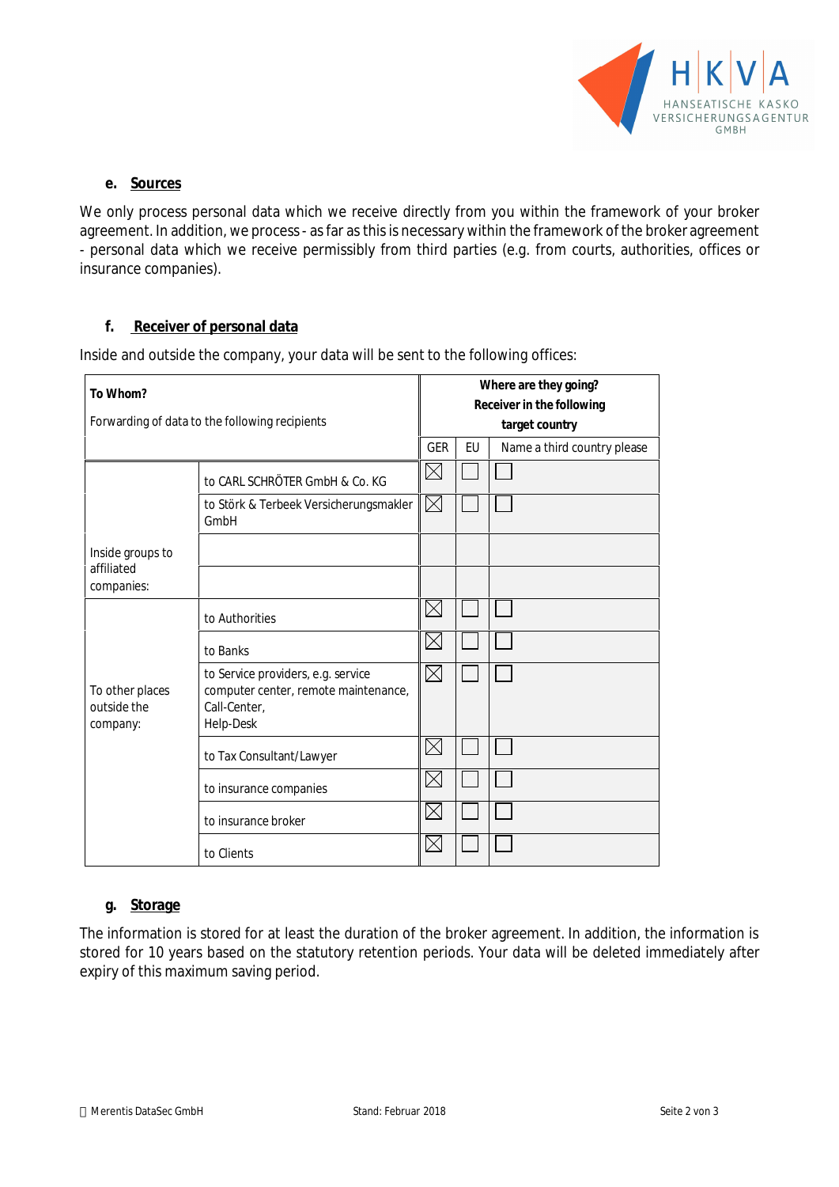**e. Sources**

We only process personal data which we receive directly from you within the framework of your broker agreement. In addition, we process - as far as this is necessary within the framework of the broker agreement - personal data which we receive permissibly from third parties (e.g. from courts, authorities, offices or insurance companies).

**f. Receiver of personal data**

Inside and outside the company, your data will be sent to the following offices:

| **To Whom?** Forwarding of data to the following recipients | | **Where are they going? Receiver in the following target country** | | |
|---|---|---|---|---|
| | | GER | EU | Name a third country please |
| Inside groups to affiliated companies: | to CARL SCHRÖTER GmbH & Co. KG | ☒ | ☐ | ☐ |
| | to Störk & Terbeek Versicherungsmakler GmbH | ☒ | ☐ | ☐ |
| | | | | |
| | | | | |
| To other places outside the company: | to Authorities | ☒ | ☐ | ☐ |
| | to Banks | ☒ | ☐ | ☐ |
| | to Service providers, e.g. service computer center, remote maintenance, Call-Center, Help-Desk | ☒ | ☐ | ☐ |
| | to Tax Consultant/Lawyer | ☒ | ☐ | ☐ |
| | to insurance companies | ☒ | ☐ | ☐ |
| | to insurance broker | ☒ | ☐ | ☐ |
| | to Clients | ☒ | ☐ | ☐ |

**g. Storage**

The information is stored for at least the duration of the broker agreement. In addition, the information is stored for 10 years based on the statutory retention periods. Your data will be deleted immediately after expiry of this maximum saving period.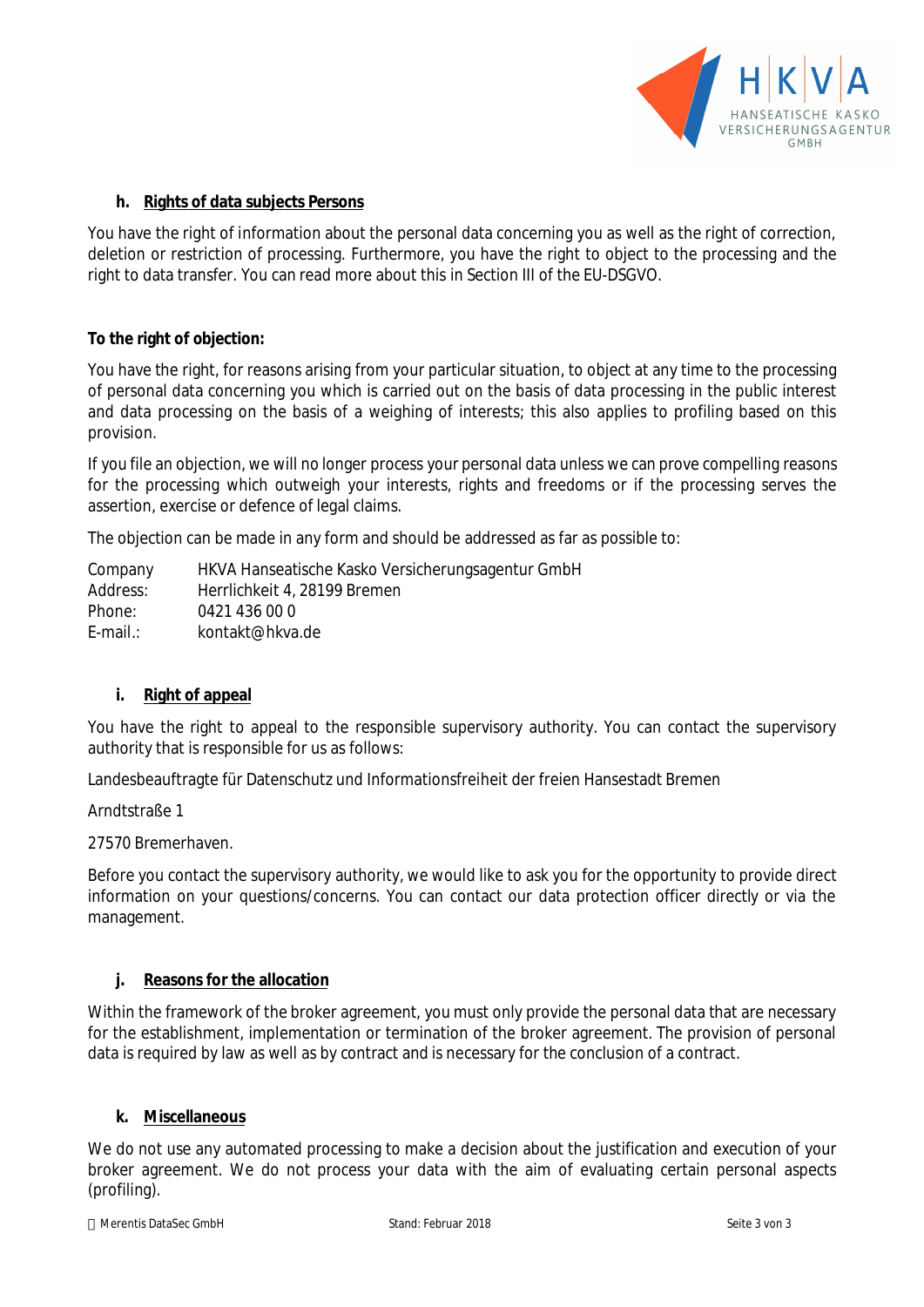### h. Rights of data subjects Persons

You have the right of information about the personal data concerning you as well as the right of correction, deletion or restriction of processing. Furthermore, you have the right to object to the processing and the right to data transfer. You can read more about this in Section III of the EU-DSGVO.

**To the right of objection:**

You have the right, for reasons arising from your particular situation, to object at any time to the processing of personal data concerning you which is carried out on the basis of data processing in the public interest and data processing on the basis of a weighing of interests; this also applies to profiling based on this provision.

If you file an objection, we will no longer process your personal data unless we can prove compelling reasons for the processing which outweigh your interests, rights and freedoms or if the processing serves the assertion, exercise or defence of legal claims.

The objection can be made in any form and should be addressed as far as possible to:

| | |
|---|---|
| Company | HKVA Hanseatische Kasko Versicherungsagentur GmbH |
| Address: | Herrlichkeit 4, 28199 Bremen |
| Phone: | 0421 436 00 0 |
| E-mail.: | kontakt@hkva.de |

### i. Right of appeal

You have the right to appeal to the responsible supervisory authority. You can contact the supervisory authority that is responsible for us as follows:

Landesbeauftragte für Datenschutz und Informationsfreiheit der freien Hansestadt Bremen

Arndtstraße 1

27570 Bremerhaven.

Before you contact the supervisory authority, we would like to ask you for the opportunity to provide direct information on your questions/concerns. You can contact our data protection officer directly or via the management.

### j. Reasons for the allocation

Within the framework of the broker agreement, you must only provide the personal data that are necessary for the establishment, implementation or termination of the broker agreement. The provision of personal data is required by law as well as by contract and is necessary for the conclusion of a contract.

### k. Miscellaneous

We do not use any automated processing to make a decision about the justification and execution of your broker agreement. We do not process your data with the aim of evaluating certain personal aspects (profiling).